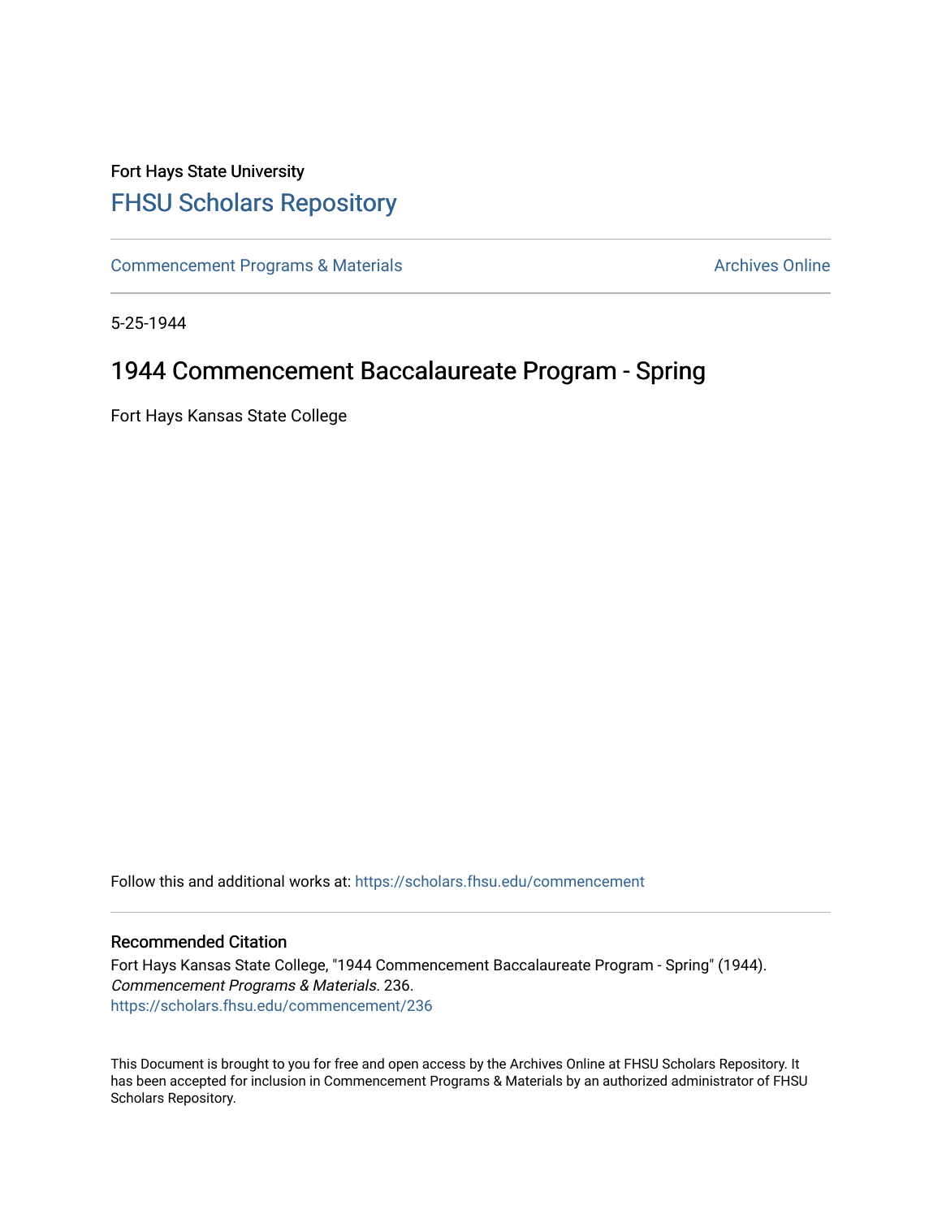Fort Hays State University

# FHSU Scholars Repository

Commencement Programs & Materials

Archives Online

5-25-1944

## 1944 Commencement Baccalaureate Program - Spring

Fort Hays Kansas State College

Follow this and additional works at: https://scholars.fhsu.edu/commencement

### Recommended Citation

Fort Hays Kansas State College, "1944 Commencement Baccalaureate Program - Spring" (1944). *Commencement Programs & Materials*. 236.
https://scholars.fhsu.edu/commencement/236

This Document is brought to you for free and open access by the Archives Online at FHSU Scholars Repository. It has been accepted for inclusion in Commencement Programs & Materials by an authorized administrator of FHSU Scholars Repository.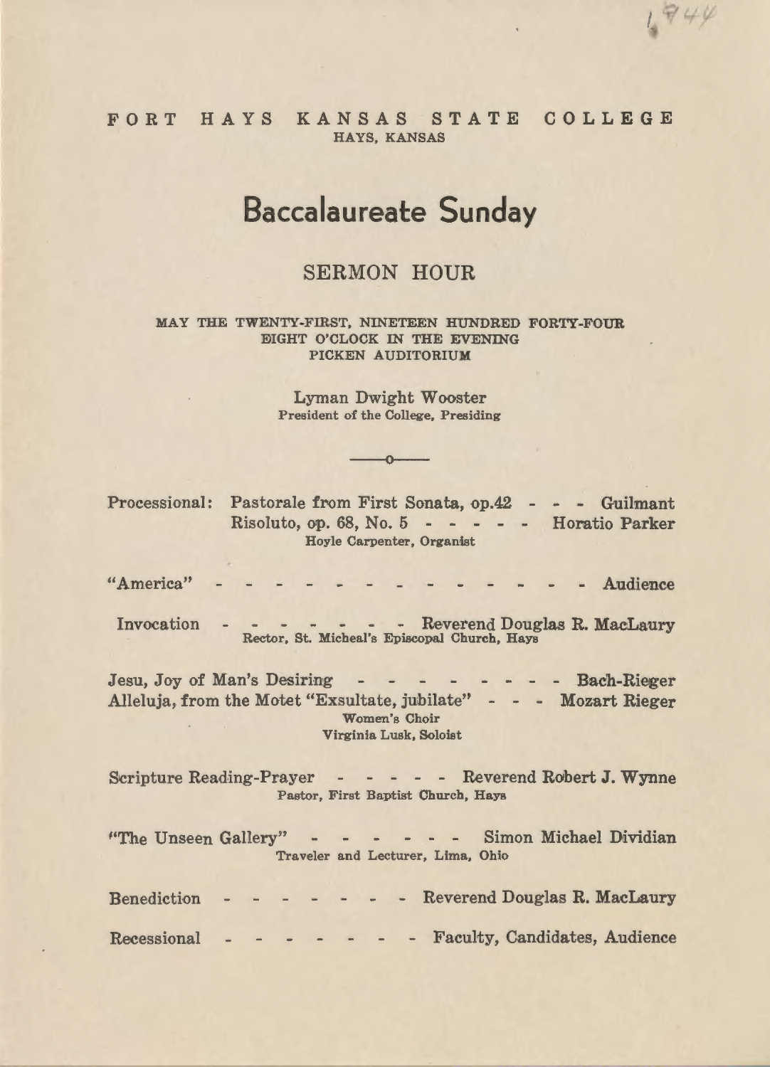1944

FORT HAYS KANSAS STATE COLLEGE
HAYS, KANSAS

# Baccalaureate Sunday

## SERMON HOUR

MAY THE TWENTY-FIRST, NINETEEN HUNDRED FORTY-FOUR
EIGHT O'CLOCK IN THE EVENING
PICKEN AUDITORIUM

Lyman Dwight Wooster
President of the College, Presiding

---

Processional: Pastorale from First Sonata, op.42 - - - Guilmant
Risoluto, op. 68, No. 5 - - - - - Horatio Parker
Hoyle Carpenter, Organist

"America" - - - - - - - - - - - - - - - Audience

Invocation - - - - - - - Reverend Douglas R. MacLaury
Rector, St. Micheal's Episcopal Church, Hays

Jesu, Joy of Man's Desiring - - - - - - - - - Bach-Rieger
Alleluja, from the Motet "Exsultate, jubilate" - - - Mozart Rieger
Women's Choir
Virginia Lusk, Soloist

Scripture Reading-Prayer - - - - - Reverend Robert J. Wynne
Pastor, First Baptist Church, Hays

"The Unseen Gallery" - - - - - - - Simon Michael Dividian
Traveler and Lecturer, Lima, Ohio

Benediction - - - - - - - Reverend Douglas R. MacLaury

Recessional - - - - - - - - Faculty, Candidates, Audience